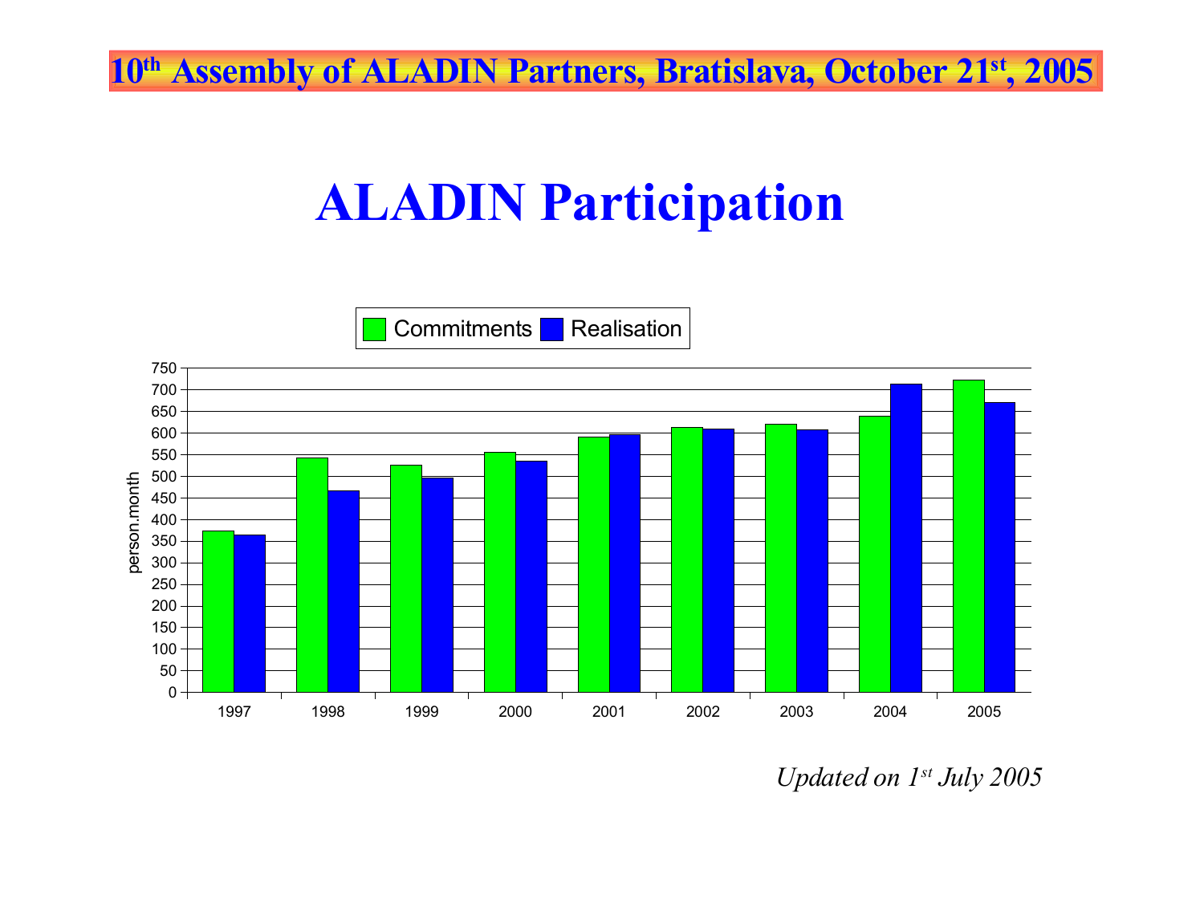10th Assembly of ALADIN Partners, Bratislava, October 21st, 2005

# ALADIN Participation

Commitments | Realisation

person.month

750
700
650
600
550
500
450
400
350
300
250
200
150
100
50
0

1997 1998 1999 2000 2001 2002 2003 2004 2005

*Updated on 1st July 2005*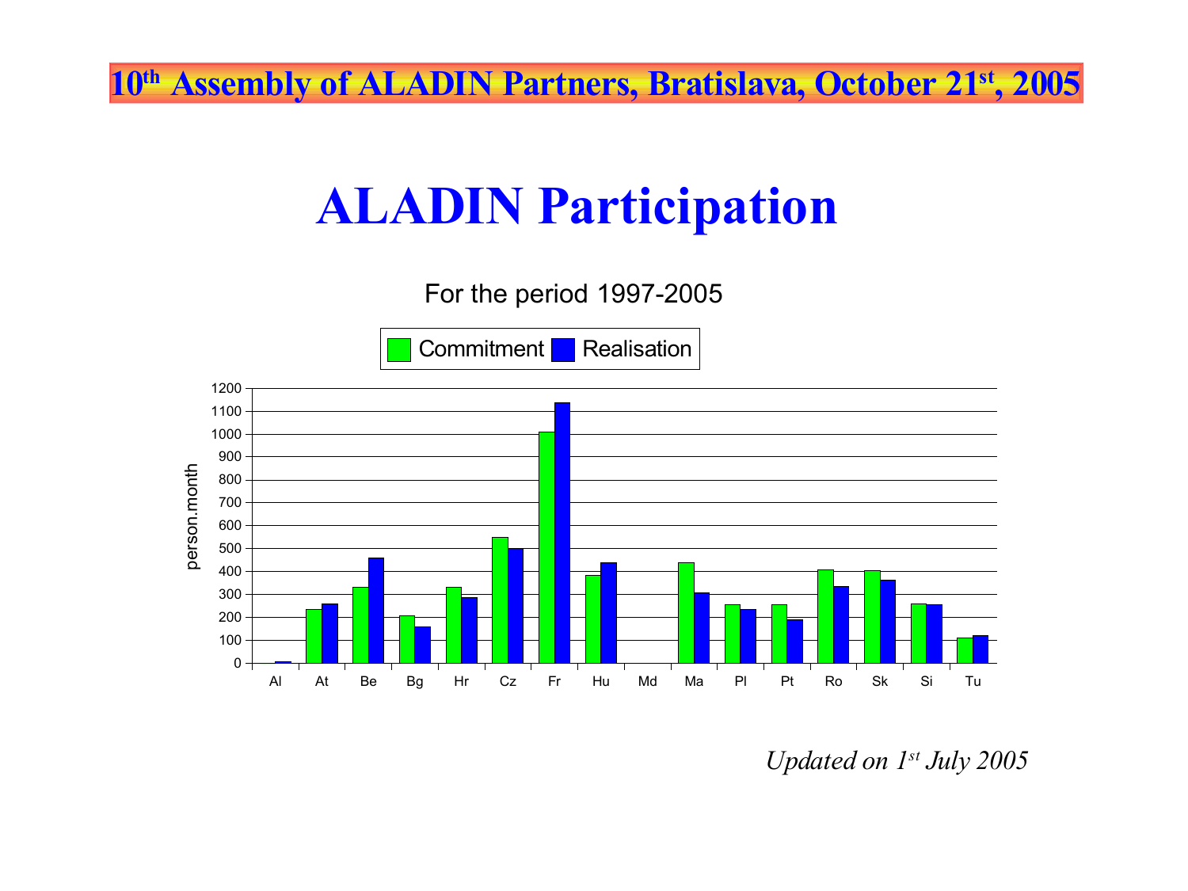# ALADIN Participation

For the period 1997-2005

Commitment / Realisation

person.month

| | Al | At | Be | Bg | Hr | Cz | Fr | Hu | Md | Ma | Pl | Pt | Ro | Sk | Si | Tu |
|---|---|---|---|---|---|---|---|---|---|---|---|---|---|---|---|---|

*Updated on 1st July 2005*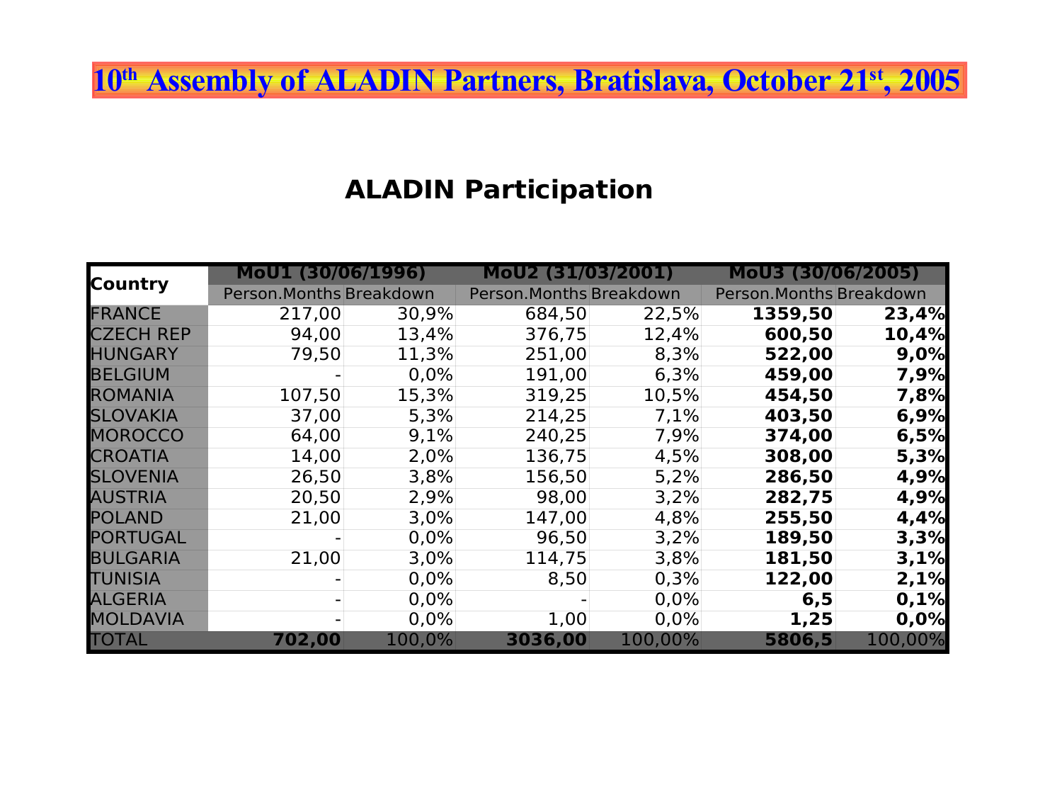# 10th Assembly of ALADIN Partners, Bratislava, October 21st, 2005

## ALADIN Participation

| Country | MoU1 (30/06/1996) | | MoU2 (31/03/2001) | | MoU3 (30/06/2005) | |
|---|---|---|---|---|---|---|
| | Person.Months | Breakdown | Person.Months | Breakdown | Person.Months | Breakdown |
| FRANCE | 217,00 | 30,9% | 684,50 | 22,5% | **1359,50** | **23,4%** |
| CZECH REP | 94,00 | 13,4% | 376,75 | 12,4% | **600,50** | **10,4%** |
| HUNGARY | 79,50 | 11,3% | 251,00 | 8,3% | **522,00** | **9,0%** |
| BELGIUM | - | 0,0% | 191,00 | 6,3% | **459,00** | **7,9%** |
| ROMANIA | 107,50 | 15,3% | 319,25 | 10,5% | **454,50** | **7,8%** |
| SLOVAKIA | 37,00 | 5,3% | 214,25 | 7,1% | **403,50** | **6,9%** |
| MOROCCO | 64,00 | 9,1% | 240,25 | 7,9% | **374,00** | **6,5%** |
| CROATIA | 14,00 | 2,0% | 136,75 | 4,5% | **308,00** | **5,3%** |
| SLOVENIA | 26,50 | 3,8% | 156,50 | 5,2% | **286,50** | **4,9%** |
| AUSTRIA | 20,50 | 2,9% | 98,00 | 3,2% | **282,75** | **4,9%** |
| POLAND | 21,00 | 3,0% | 147,00 | 4,8% | **255,50** | **4,4%** |
| PORTUGAL | - | 0,0% | 96,50 | 3,2% | **189,50** | **3,3%** |
| BULGARIA | 21,00 | 3,0% | 114,75 | 3,8% | **181,50** | **3,1%** |
| TUNISIA | - | 0,0% | 8,50 | 0,3% | **122,00** | **2,1%** |
| ALGERIA | - | 0,0% | - | 0,0% | **6,5** | **0,1%** |
| MOLDAVIA | - | 0,0% | 1,00 | 0,0% | **1,25** | **0,0%** |
| TOTAL | **702,00** | 100,0% | **3036,00** | 100,00% | **5806,5** | 100,00% |